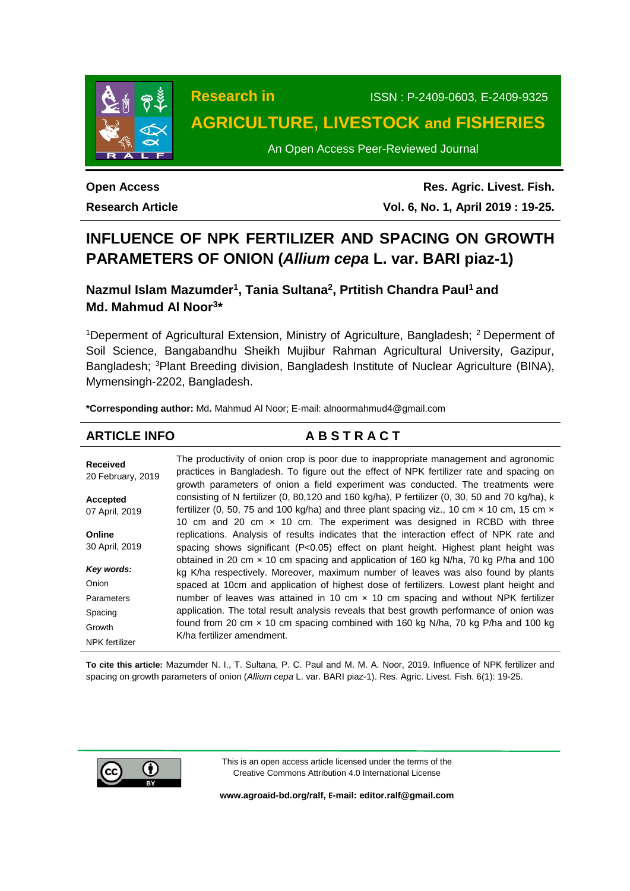Research in

**AGRICULTURE, LIVESTOCK and FISHERIES**

ISSN : P-2409-0603, E-2409-9325

An Open Access Peer-Reviewed Journal

**Open Access**

**Research Article**

**Res. Agric. Livest. Fish.**

**Vol. 6, No. 1, April 2019 : 19-25.**

# INFLUENCE OF NPK FERTILIZER AND SPACING ON GROWTH PARAMETERS OF ONION (*Allium cepa* L. var. BARI piaz-1)

**Nazmul Islam Mazumder[1], Tania Sultana[2], Prtitish Chandra Paul[1] and Md. Mahmud Al Noor[3]\***

[1]Deperment of Agricultural Extension, Ministry of Agriculture, Bangladesh; [2] Deperment of Soil Science, Bangabandhu Sheikh Mujibur Rahman Agricultural University, Gazipur, Bangladesh; [3]Plant Breeding division, Bangladesh Institute of Nuclear Agriculture (BINA), Mymensingh-2202, Bangladesh.

**\*Corresponding author:** Md**.** Mahmud Al Noor; E-mail: alnoormahmud4@gmail.com

## ARTICLE INFO

**Received**
20 February, 2019

**Accepted**
07 April, 2019

**Online**
30 April, 2019

***Key words:***
Onion
Parameters
Spacing
Growth
NPK fertilizer

## ABSTRACT

The productivity of onion crop is poor due to inappropriate management and agronomic practices in Bangladesh. To figure out the effect of NPK fertilizer rate and spacing on growth parameters of onion a field experiment was conducted. The treatments were consisting of N fertilizer (0, 80,120 and 160 kg/ha), P fertilizer (0, 30, 50 and 70 kg/ha), k fertilizer (0, 50, 75 and 100 kg/ha) and three plant spacing viz., 10 cm × 10 cm, 15 cm × 10 cm and 20 cm × 10 cm. The experiment was designed in RCBD with three replications. Analysis of results indicates that the interaction effect of NPK rate and spacing shows significant ($P<0.05$) effect on plant height. Highest plant height was obtained in 20 cm × 10 cm spacing and application of 160 kg N/ha, 70 kg P/ha and 100 kg K/ha respectively. Moreover, maximum number of leaves was also found by plants spaced at 10cm and application of highest dose of fertilizers. Lowest plant height and number of leaves was attained in 10 cm × 10 cm spacing and without NPK fertilizer application. The total result analysis reveals that best growth performance of onion was found from 20 cm × 10 cm spacing combined with 160 kg N/ha, 70 kg P/ha and 100 kg K/ha fertilizer amendment.

**To cite this article:** Mazumder N. I., T. Sultana, P. C. Paul and M. M. A. Noor, 2019. Influence of NPK fertilizer and spacing on growth parameters of onion (*Allium cepa* L. var. BARI piaz-1). Res. Agric. Livest. Fish. 6(1): 19-25.

This is an open access article licensed under the terms of the Creative Commons Attribution 4.0 International License

**www.agroaid-bd.org/ralf, E-mail: editor.ralf@gmail.com**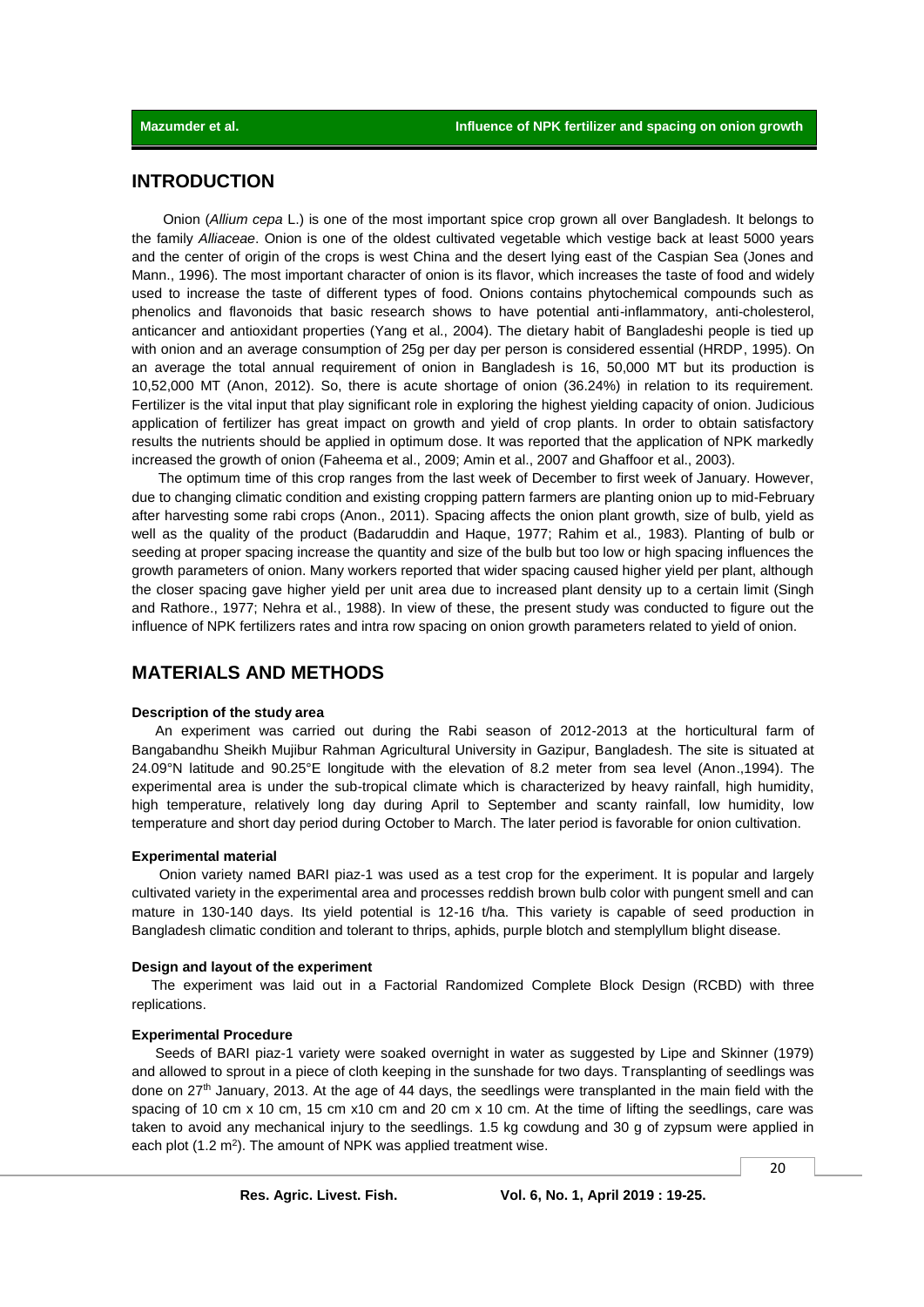## INTRODUCTION

Onion (*Allium cepa* L.) is one of the most important spice crop grown all over Bangladesh. It belongs to the family *Alliaceae*. Onion is one of the oldest cultivated vegetable which vestige back at least 5000 years and the center of origin of the crops is west China and the desert lying east of the Caspian Sea (Jones and Mann., 1996). The most important character of onion is its flavor, which increases the taste of food and widely used to increase the taste of different types of food. Onions contains phytochemical compounds such as phenolics and flavonoids that basic research shows to have potential anti-inflammatory, anti-cholesterol, anticancer and antioxidant properties (Yang et al., 2004). The dietary habit of Bangladeshi people is tied up with onion and an average consumption of 25g per day per person is considered essential (HRDP, 1995). On an average the total annual requirement of onion in Bangladesh is 16, 50,000 MT but its production is 10,52,000 MT (Anon, 2012). So, there is acute shortage of onion (36.24%) in relation to its requirement. Fertilizer is the vital input that play significant role in exploring the highest yielding capacity of onion. Judicious application of fertilizer has great impact on growth and yield of crop plants. In order to obtain satisfactory results the nutrients should be applied in optimum dose. It was reported that the application of NPK markedly increased the growth of onion (Faheema et al., 2009; Amin et al., 2007 and Ghaffoor et al., 2003).

The optimum time of this crop ranges from the last week of December to first week of January. However, due to changing climatic condition and existing cropping pattern farmers are planting onion up to mid-February after harvesting some rabi crops (Anon., 2011). Spacing affects the onion plant growth, size of bulb, yield as well as the quality of the product (Badaruddin and Haque, 1977; Rahim et al., 1983). Planting of bulb or seeding at proper spacing increase the quantity and size of the bulb but too low or high spacing influences the growth parameters of onion. Many workers reported that wider spacing caused higher yield per plant, although the closer spacing gave higher yield per unit area due to increased plant density up to a certain limit (Singh and Rathore., 1977; Nehra et al., 1988). In view of these, the present study was conducted to figure out the influence of NPK fertilizers rates and intra row spacing on onion growth parameters related to yield of onion.

## MATERIALS AND METHODS

### Description of the study area

An experiment was carried out during the Rabi season of 2012-2013 at the horticultural farm of Bangabandhu Sheikh Mujibur Rahman Agricultural University in Gazipur, Bangladesh. The site is situated at 24.09°N latitude and 90.25°E longitude with the elevation of 8.2 meter from sea level (Anon.,1994). The experimental area is under the sub-tropical climate which is characterized by heavy rainfall, high humidity, high temperature, relatively long day during April to September and scanty rainfall, low humidity, low temperature and short day period during October to March. The later period is favorable for onion cultivation.

### Experimental material

Onion variety named BARI piaz-1 was used as a test crop for the experiment. It is popular and largely cultivated variety in the experimental area and processes reddish brown bulb color with pungent smell and can mature in 130-140 days. Its yield potential is 12-16 t/ha. This variety is capable of seed production in Bangladesh climatic condition and tolerant to thrips, aphids, purple blotch and stemplyllum blight disease.

### Design and layout of the experiment

The experiment was laid out in a Factorial Randomized Complete Block Design (RCBD) with three replications.

### Experimental Procedure

Seeds of BARI piaz-1 variety were soaked overnight in water as suggested by Lipe and Skinner (1979) and allowed to sprout in a piece of cloth keeping in the sunshade for two days. Transplanting of seedlings was done on 27th January, 2013. At the age of 44 days, the seedlings were transplanted in the main field with the spacing of 10 cm x 10 cm, 15 cm x10 cm and 20 cm x 10 cm. At the time of lifting the seedlings, care was taken to avoid any mechanical injury to the seedlings. 1.5 kg cowdung and 30 g of zypsum were applied in each plot (1.2 $m^2$). The amount of NPK was applied treatment wise.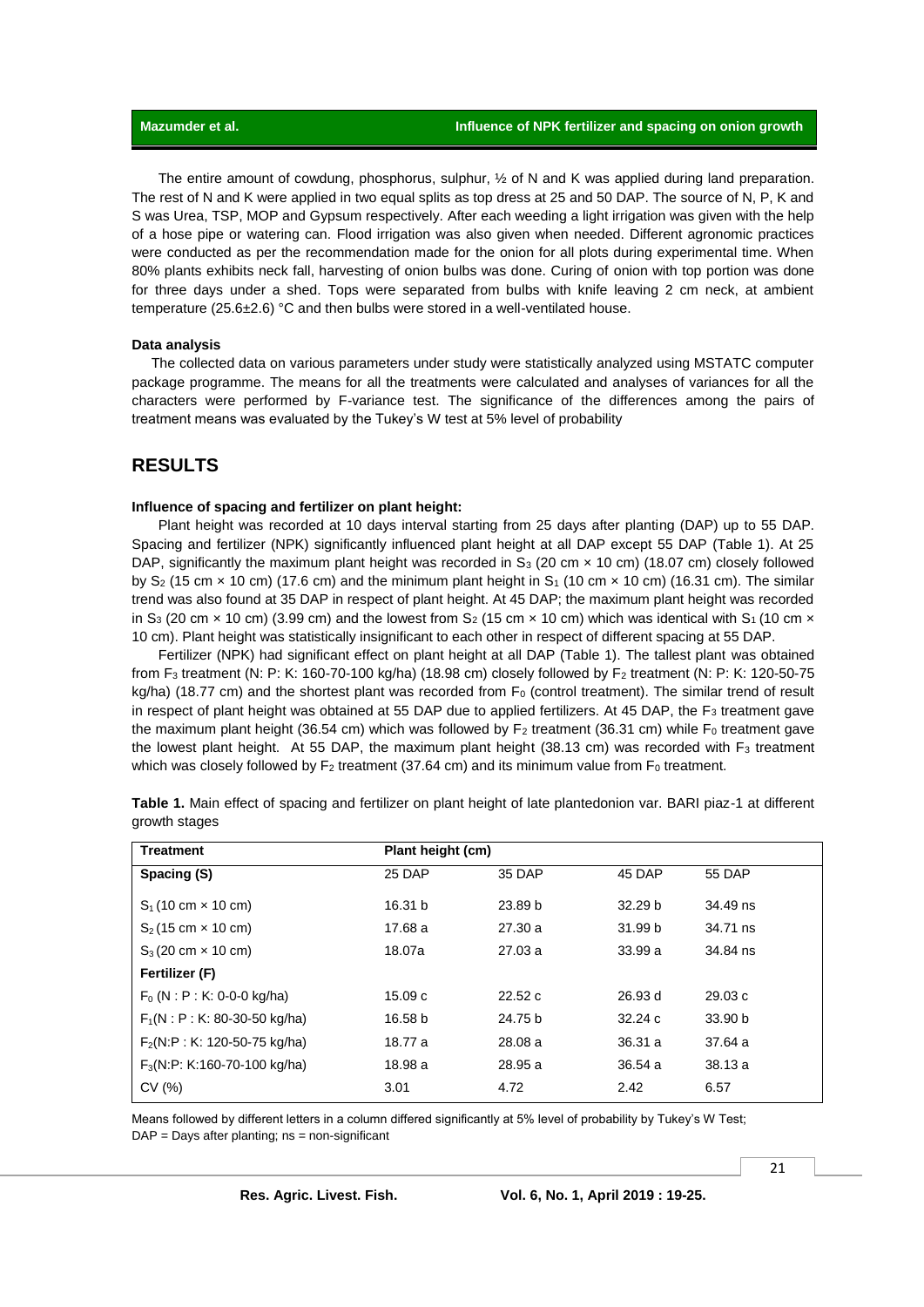The entire amount of cowdung, phosphorus, sulphur, ½ of N and K was applied during land preparation. The rest of N and K were applied in two equal splits as top dress at 25 and 50 DAP. The source of N, P, K and S was Urea, TSP, MOP and Gypsum respectively. After each weeding a light irrigation was given with the help of a hose pipe or watering can. Flood irrigation was also given when needed. Different agronomic practices were conducted as per the recommendation made for the onion for all plots during experimental time. When 80% plants exhibits neck fall, harvesting of onion bulbs was done. Curing of onion with top portion was done for three days under a shed. Tops were separated from bulbs with knife leaving 2 cm neck, at ambient temperature (25.6±2.6) °C and then bulbs were stored in a well-ventilated house.

### Data analysis

The collected data on various parameters under study were statistically analyzed using MSTATC computer package programme. The means for all the treatments were calculated and analyses of variances for all the characters were performed by F-variance test. The significance of the differences among the pairs of treatment means was evaluated by the Tukey's W test at 5% level of probability

## RESULTS

### Influence of spacing and fertilizer on plant height:

Plant height was recorded at 10 days interval starting from 25 days after planting (DAP) up to 55 DAP. Spacing and fertilizer (NPK) significantly influenced plant height at all DAP except 55 DAP (Table 1). At 25 DAP, significantly the maximum plant height was recorded in $S_3$ (20 cm × 10 cm) (18.07 cm) closely followed by $S_2$ (15 cm × 10 cm) (17.6 cm) and the minimum plant height in $S_1$ (10 cm × 10 cm) (16.31 cm). The similar trend was also found at 35 DAP in respect of plant height. At 45 DAP; the maximum plant height was recorded in $S_3$ (20 cm × 10 cm) (3.99 cm) and the lowest from $S_2$ (15 cm × 10 cm) which was identical with $S_1$ (10 cm × 10 cm). Plant height was statistically insignificant to each other in respect of different spacing at 55 DAP.

Fertilizer (NPK) had significant effect on plant height at all DAP (Table 1). The tallest plant was obtained from $F_3$ treatment (N: P: K: 160-70-100 kg/ha) (18.98 cm) closely followed by $F_2$ treatment (N: P: K: 120-50-75 kg/ha) (18.77 cm) and the shortest plant was recorded from $F_0$ (control treatment). The similar trend of result in respect of plant height was obtained at 55 DAP due to applied fertilizers. At 45 DAP, the $F_3$ treatment gave the maximum plant height (36.54 cm) which was followed by $F_2$ treatment (36.31 cm) while $F_0$ treatment gave the lowest plant height. At 55 DAP, the maximum plant height (38.13 cm) was recorded with $F_3$ treatment which was closely followed by $F_2$ treatment (37.64 cm) and its minimum value from $F_0$ treatment.

**Table 1.** Main effect of spacing and fertilizer on plant height of late plantedonion var. BARI piaz-1 at different growth stages

| **Treatment** | **Plant height (cm)** | | | |
|---|---|---|---|---|
| **Spacing (S)** | 25 DAP | 35 DAP | 45 DAP | 55 DAP |
| $S_1$ (10 cm × 10 cm) | 16.31 b | 23.89 b | 32.29 b | 34.49 ns |
| $S_2$ (15 cm × 10 cm) | 17.68 a | 27.30 a | 31.99 b | 34.71 ns |
| $S_3$ (20 cm × 10 cm) | 18.07a | 27.03 a | 33.99 a | 34.84 ns |
| **Fertilizer (F)** | | | | |
| $F_0$ (N : P : K: 0-0-0 kg/ha) | 15.09 c | 22.52 c | 26.93 d | 29.03 c |
| $F_1$(N : P : K: 80-30-50 kg/ha) | 16.58 b | 24.75 b | 32.24 c | 33.90 b |
| $F_2$(N:P : K: 120-50-75 kg/ha) | 18.77 a | 28.08 a | 36.31 a | 37.64 a |
| $F_3$(N:P: K:160-70-100 kg/ha) | 18.98 a | 28.95 a | 36.54 a | 38.13 a |
| CV (%) | 3.01 | 4.72 | 2.42 | 6.57 |

Means followed by different letters in a column differed significantly at 5% level of probability by Tukey's W Test; DAP = Days after planting; ns = non-significant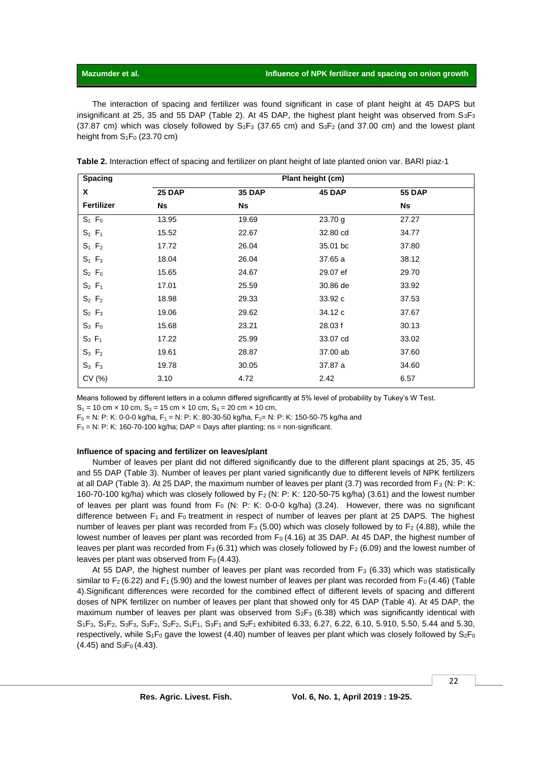The interaction of spacing and fertilizer was found significant in case of plant height at 45 DAPS but insignificant at 25, 35 and 55 DAP (Table 2). At 45 DAP, the highest plant height was observed from $S_3F_3$ (37.87 cm) which was closely followed by $S_1F_3$ (37.65 cm) and $S_3F_2$ (and 37.00 cm) and the lowest plant height from $S_1F_0$ (23.70 cm)

**Table 2.** Interaction effect of spacing and fertilizer on plant height of late planted onion var. BARI piaz-1

| Spacing | Plant height (cm) | | | |
|---|---|---|---|---|
| X | 25 DAP | 35 DAP | 45 DAP | 55 DAP |
| Fertilizer | Ns | Ns | | Ns |
| $S_1$ $F_0$ | 13.95 | 19.69 | 23.70 g | 27.27 |
| $S_1$ $F_1$ | 15.52 | 22.67 | 32.80 cd | 34.77 |
| $S_1$ $F_2$ | 17.72 | 26.04 | 35.01 bc | 37.80 |
| $S_1$ $F_3$ | 18.04 | 26.04 | 37.65 a | 38.12 |
| $S_2$ $F_0$ | 15.65 | 24.67 | 29.07 ef | 29.70 |
| $S_2$ $F_1$ | 17.01 | 25.59 | 30.86 de | 33.92 |
| $S_2$ $F_2$ | 18.98 | 29.33 | 33.92 c | 37.53 |
| $S_2$ $F_3$ | 19.06 | 29.62 | 34.12 c | 37.67 |
| $S_3$ $F_0$ | 15.68 | 23.21 | 28.03 f | 30.13 |
| $S_3$ $F_1$ | 17.22 | 25.99 | 33.07 cd | 33.02 |
| $S_3$ $F_2$ | 19.61 | 28.87 | 37.00 ab | 37.60 |
| $S_3$ $F_3$ | 19.78 | 30.05 | 37.87 a | 34.60 |
| CV (%) | 3.10 | 4.72 | 2.42 | 6.57 |

Means followed by different letters in a column differed significantly at 5% level of probability by Tukey's W Test.
$S_1$ = 10 cm × 10 cm, $S_2$ = 15 cm × 10 cm, $S_3$ = 20 cm × 10 cm,
$F_0$ = N: P: K: 0-0-0 kg/ha, $F_1$ = N: P: K: 80-30-50 kg/ha, $F_2$= N: P: K: 150-50-75 kg/ha and
$F_3$ = N: P: K: 160-70-100 kg/ha; DAP = Days after planting; ns = non-significant.

### Influence of spacing and fertilizer on leaves/plant

Number of leaves per plant did not differed significantly due to the different plant spacings at 25, 35, 45 and 55 DAP (Table 3). Number of leaves per plant varied significantly due to different levels of NPK fertilizers at all DAP (Table 3). At 25 DAP, the maximum number of leaves per plant (3.7) was recorded from $F_3$ (N: P: K: 160-70-100 kg/ha) which was closely followed by $F_2$ (N: P: K: 120-50-75 kg/ha) (3.61) and the lowest number of leaves per plant was found from $F_0$ (N: P: K: 0-0-0 kg/ha) (3.24). However, there was no significant difference between $F_1$ and $F_0$ treatment in respect of number of leaves per plant at 25 DAPS. The highest number of leaves per plant was recorded from $F_3$ (5.00) which was closely followed by to $F_2$ (4.88), while the lowest number of leaves per plant was recorded from $F_0$ (4.16) at 35 DAP. At 45 DAP, the highest number of leaves per plant was recorded from $F_3$ (6.31) which was closely followed by $F_2$ (6.09) and the lowest number of leaves per plant was observed from $F_0$ (4.43).

At 55 DAP, the highest number of leaves per plant was recorded from $F_3$ (6.33) which was statistically similar to $F_2$ (6.22) and $F_1$ (5.90) and the lowest number of leaves per plant was recorded from $F_0$ (4.46) (Table 4).Significant differences were recorded for the combined effect of different levels of spacing and different doses of NPK fertilizer on number of leaves per plant that showed only for 45 DAP (Table 4). At 45 DAP, the maximum number of leaves per plant was observed from $S_2F_3$ (6.38) which was significantly identical with $S_1F_3$, $S_1F_2$, $S_3F_3$, $S_3F_2$, $S_2F_2$, $S_1F_1$, $S_3F_1$ and $S_2F_1$ exhibited 6.33, 6.27, 6.22, 6.10, 5.910, 5.50, 5.44 and 5.30, respectively, while $S_1F_0$ gave the lowest (4.40) number of leaves per plant which was closely followed by $S_2F_0$ (4.45) and $S_3F_0$ (4.43).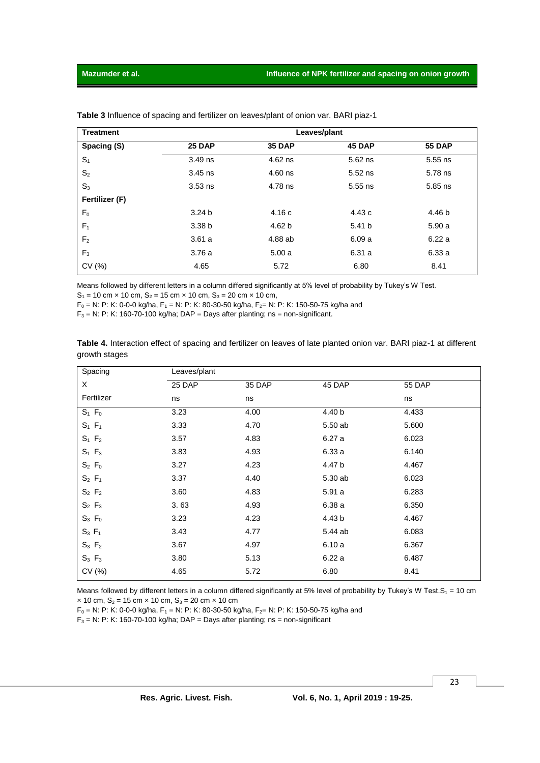**Table 3** Influence of spacing and fertilizer on leaves/plant of onion var. BARI piaz-1

| Treatment | Leaves/plant | | | |
|---|---|---|---|---|
| **Spacing (S)** | **25 DAP** | **35 DAP** | **45 DAP** | **55 DAP** |
| $S_1$ | 3.49 ns | 4.62 ns | 5.62 ns | 5.55 ns |
| $S_2$ | 3.45 ns | 4.60 ns | 5.52 ns | 5.78 ns |
| $S_3$ | 3.53 ns | 4.78 ns | 5.55 ns | 5.85 ns |
| **Fertilizer (F)** | | | | |
| $F_0$ | 3.24 b | 4.16 c | 4.43 c | 4.46 b |
| $F_1$ | 3.38 b | 4.62 b | 5.41 b | 5.90 a |
| $F_2$ | 3.61 a | 4.88 ab | 6.09 a | 6.22 a |
| $F_3$ | 3.76 a | 5.00 a | 6.31 a | 6.33 a |
| CV (%) | 4.65 | 5.72 | 6.80 | 8.41 |

Means followed by different letters in a column differed significantly at 5% level of probability by Tukey's W Test.
$S_1$ = 10 cm × 10 cm, $S_2$ = 15 cm × 10 cm, $S_3$ = 20 cm × 10 cm,
$F_0$ = N: P: K: 0-0-0 kg/ha, $F_1$ = N: P: K: 80-30-50 kg/ha, $F_2$= N: P: K: 150-50-75 kg/ha and
$F_3$ = N: P: K: 160-70-100 kg/ha; DAP = Days after planting; ns = non-significant.

**Table 4.** Interaction effect of spacing and fertilizer on leaves of late planted onion var. BARI piaz-1 at different growth stages

| Spacing | Leaves/plant | | | |
|---|---|---|---|---|
| X | 25 DAP | 35 DAP | 45 DAP | 55 DAP |
| Fertilizer | ns | ns | | ns |
| $S_1$ $F_0$ | 3.23 | 4.00 | 4.40 b | 4.433 |
| $S_1$ $F_1$ | 3.33 | 4.70 | 5.50 ab | 5.600 |
| $S_1$ $F_2$ | 3.57 | 4.83 | 6.27 a | 6.023 |
| $S_1$ $F_3$ | 3.83 | 4.93 | 6.33 a | 6.140 |
| $S_2$ $F_0$ | 3.27 | 4.23 | 4.47 b | 4.467 |
| $S_2$ $F_1$ | 3.37 | 4.40 | 5.30 ab | 6.023 |
| $S_2$ $F_2$ | 3.60 | 4.83 | 5.91 a | 6.283 |
| $S_2$ $F_3$ | 3. 63 | 4.93 | 6.38 a | 6.350 |
| $S_3$ $F_0$ | 3.23 | 4.23 | 4.43 b | 4.467 |
| $S_3$ $F_1$ | 3.43 | 4.77 | 5.44 ab | 6.083 |
| $S_3$ $F_2$ | 3.67 | 4.97 | 6.10 a | 6.367 |
| $S_3$ $F_3$ | 3.80 | 5.13 | 6.22 a | 6.487 |
| CV (%) | 4.65 | 5.72 | 6.80 | 8.41 |

Means followed by different letters in a column differed significantly at 5% level of probability by Tukey's W Test.$S_1$ = 10 cm × 10 cm, $S_2$ = 15 cm × 10 cm, $S_3$ = 20 cm × 10 cm
$F_0$ = N: P: K: 0-0-0 kg/ha, $F_1$ = N: P: K: 80-30-50 kg/ha, $F_2$= N: P: K: 150-50-75 kg/ha and
$F_3$ = N: P: K: 160-70-100 kg/ha; DAP = Days after planting; ns = non-significant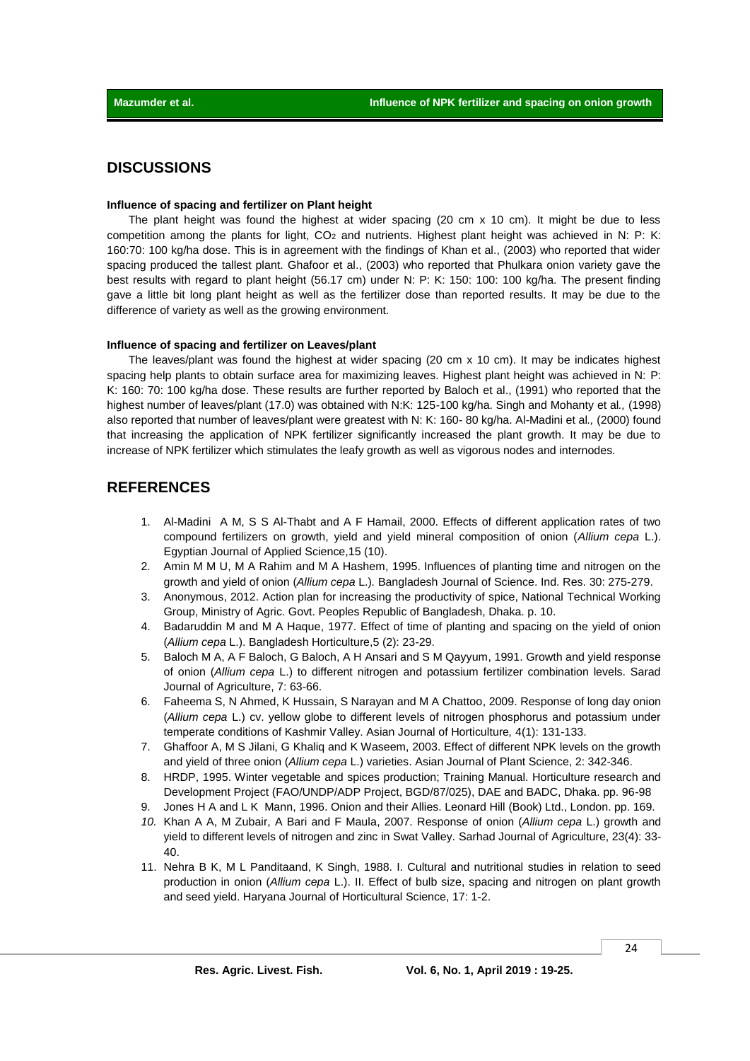## DISCUSSIONS

### Influence of spacing and fertilizer on Plant height

The plant height was found the highest at wider spacing (20 cm x 10 cm). It might be due to less competition among the plants for light, $CO_2$ and nutrients. Highest plant height was achieved in N: P: K: 160:70: 100 kg/ha dose. This is in agreement with the findings of Khan et al., (2003) who reported that wider spacing produced the tallest plant. Ghafoor et al., (2003) who reported that Phulkara onion variety gave the best results with regard to plant height (56.17 cm) under N: P: K: 150: 100: 100 kg/ha. The present finding gave a little bit long plant height as well as the fertilizer dose than reported results. It may be due to the difference of variety as well as the growing environment.

### Influence of spacing and fertilizer on Leaves/plant

The leaves/plant was found the highest at wider spacing (20 cm x 10 cm). It may be indicates highest spacing help plants to obtain surface area for maximizing leaves. Highest plant height was achieved in N: P: K: 160: 70: 100 kg/ha dose. These results are further reported by Baloch et al., (1991) who reported that the highest number of leaves/plant (17.0) was obtained with N:K: 125-100 kg/ha. Singh and Mohanty et al*.,* (1998) also reported that number of leaves/plant were greatest with N: K: 160- 80 kg/ha. Al-Madini et al*.,* (2000) found that increasing the application of NPK fertilizer significantly increased the plant growth. It may be due to increase of NPK fertilizer which stimulates the leafy growth as well as vigorous nodes and internodes.

## REFERENCES

1. Al-Madini A M, S S Al-Thabt and A F Hamail, 2000. Effects of different application rates of two compound fertilizers on growth, yield and yield mineral composition of onion (*Allium cepa* L.). Egyptian Journal of Applied Science,15 (10).
2. Amin M M U, M A Rahim and M A Hashem, 1995. Influences of planting time and nitrogen on the growth and yield of onion (*Allium cepa* L.)*.* Bangladesh Journal of Science. Ind. Res. 30: 275-279.
3. Anonymous, 2012. Action plan for increasing the productivity of spice, National Technical Working Group, Ministry of Agric. Govt. Peoples Republic of Bangladesh, Dhaka. p. 10.
4. Badaruddin M and M A Haque, 1977. Effect of time of planting and spacing on the yield of onion (*Allium cepa* L.). Bangladesh Horticulture,5 (2): 23-29.
5. Baloch M A, A F Baloch, G Baloch, A H Ansari and S M Qayyum, 1991. Growth and yield response of onion (*Allium cepa* L.) to different nitrogen and potassium fertilizer combination levels. Sarad Journal of Agriculture, 7: 63-66.
6. Faheema S, N Ahmed, K Hussain, S Narayan and M A Chattoo, 2009. Response of long day onion (*Allium cepa* L.) cv. yellow globe to different levels of nitrogen phosphorus and potassium under temperate conditions of Kashmir Valley. Asian Journal of Horticulture*,* 4(1): 131-133.
7. Ghaffoor A, M S Jilani, G Khaliq and K Waseem, 2003. Effect of different NPK levels on the growth and yield of three onion (*Allium cepa* L.) varieties. Asian Journal of Plant Science, 2: 342-346.
8. HRDP, 1995. Winter vegetable and spices production; Training Manual. Horticulture research and Development Project (FAO/UNDP/ADP Project, BGD/87/025), DAE and BADC, Dhaka. pp. 96-98
9. Jones H A and L K Mann, 1996. Onion and their Allies. Leonard Hill (Book) Ltd., London. pp. 169.
10. Khan A A, M Zubair, A Bari and F Maula, 2007. Response of onion (*Allium cepa* L.) growth and yield to different levels of nitrogen and zinc in Swat Valley. Sarhad Journal of Agriculture, 23(4): 33-40.
11. Nehra B K, M L Panditaand, K Singh, 1988. I. Cultural and nutritional studies in relation to seed production in onion (*Allium cepa* L.). II. Effect of bulb size, spacing and nitrogen on plant growth and seed yield. Haryana Journal of Horticultural Science, 17: 1-2.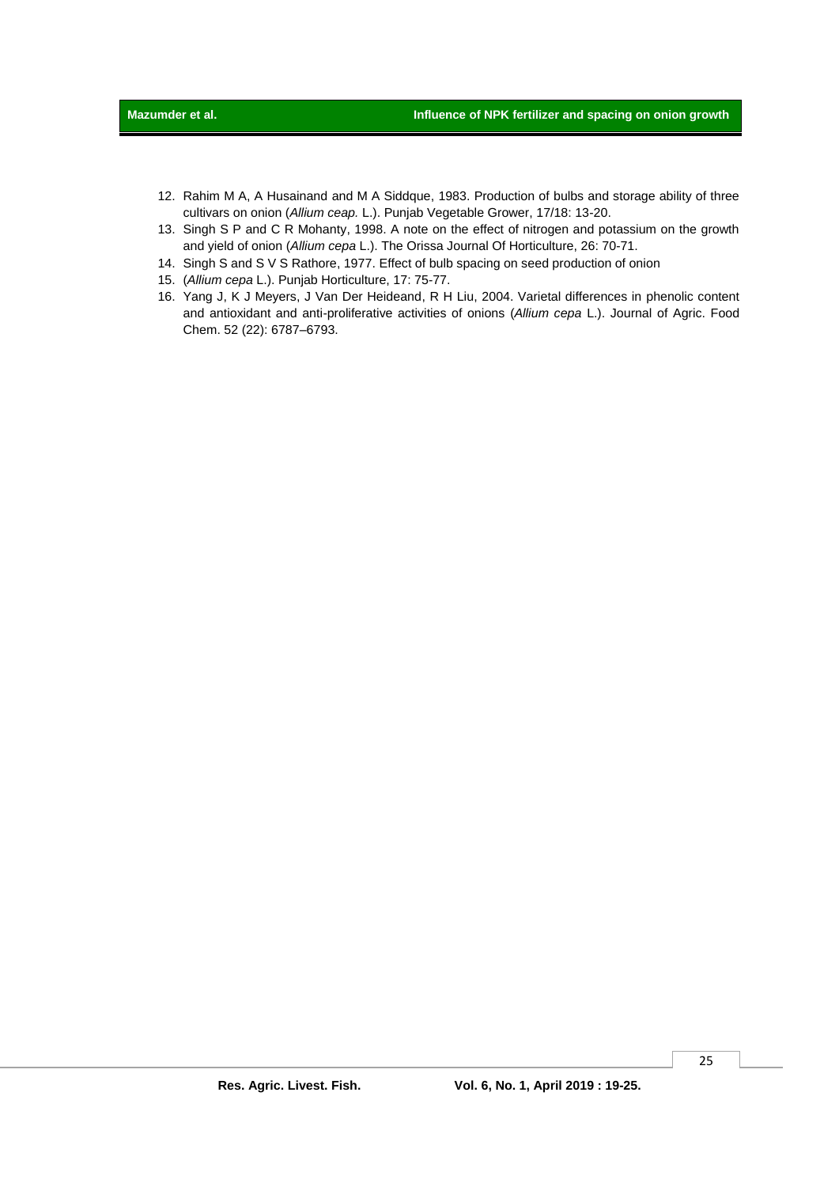12. Rahim M A, A Husainand and M A Siddque, 1983. Production of bulbs and storage ability of three cultivars on onion (*Allium ceap.* L.). Punjab Vegetable Grower, 17/18: 13-20.
13. Singh S P and C R Mohanty, 1998. A note on the effect of nitrogen and potassium on the growth and yield of onion (*Allium cepa* L.). The Orissa Journal Of Horticulture, 26: 70-71.
14. Singh S and S V S Rathore, 1977. Effect of bulb spacing on seed production of onion
15. (*Allium cepa* L.). Punjab Horticulture, 17: 75-77.
16. Yang J, K J Meyers, J Van Der Heideand, R H Liu, 2004. Varietal differences in phenolic content and antioxidant and anti-proliferative activities of onions (*Allium cepa* L.). Journal of Agric. Food Chem. 52 (22): 6787–6793.